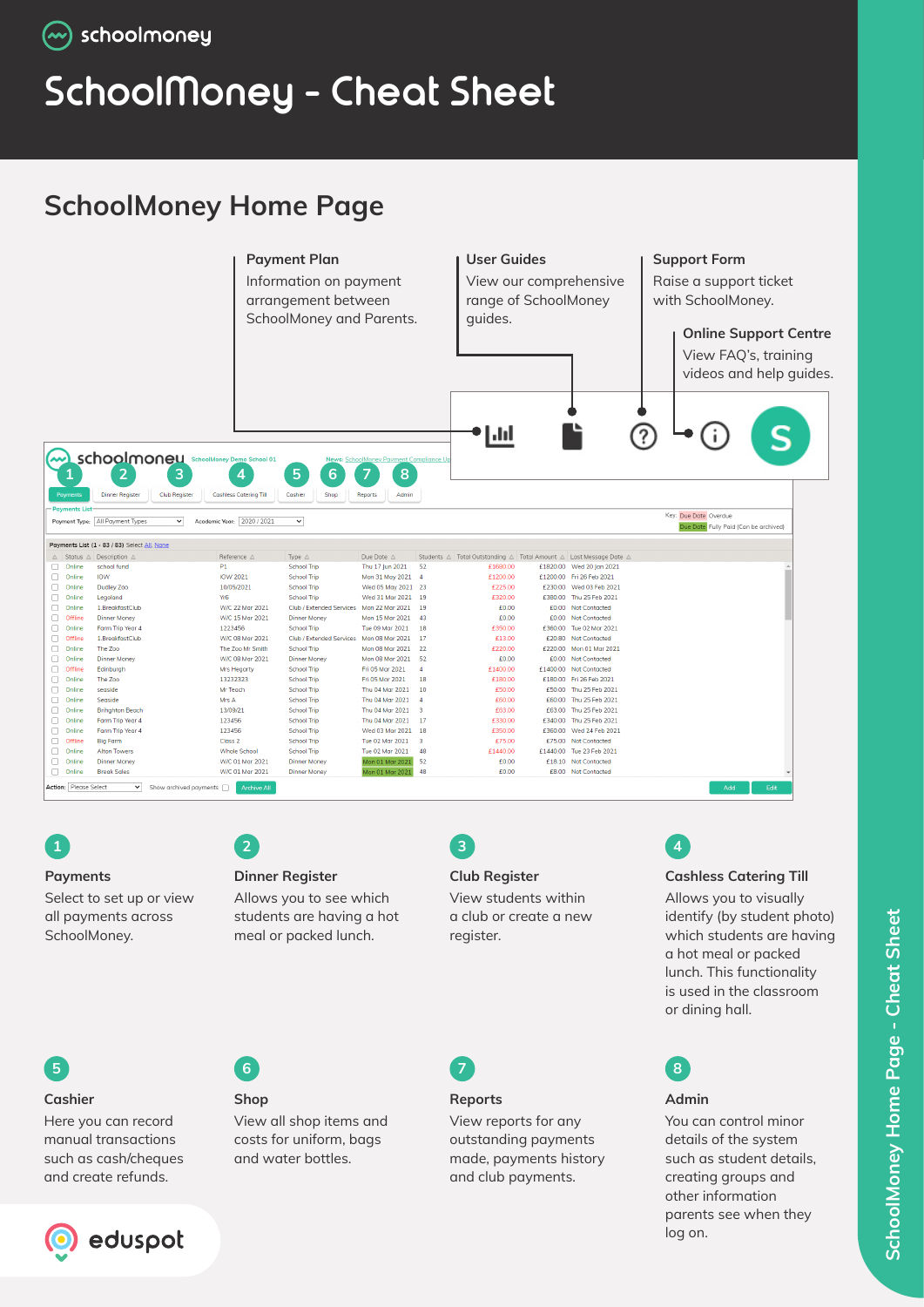# SchoolMoney - Cheat Sheet

## SchoolMoney Home Page

**Payment Plan**
Information on payment arrangement between SchoolMoney and Parents.

**User Guides**
View our comprehensive range of SchoolMoney guides.

**Support Form**
Raise a support ticket with SchoolMoney.

**Online Support Centre**
View FAQ's, training videos and help guides.

### 1 Payments
Select to set up or view all payments across SchoolMoney.

### 2 Dinner Register
Allows you to see which students are having a hot meal or packed lunch.

### 3 Club Register
View students within a club or create a new register.

### 4 Cashless Catering Till
Allows you to visually identify (by student photo) which students are having a hot meal or packed lunch. This functionality is used in the classroom or dining hall.

### 5 Cashier
Here you can record manual transactions such as cash/cheques and create refunds.

### 6 Shop
View all shop items and costs for uniform, bags and water bottles.

### 7 Reports
View reports for any outstanding payments made, payments history and club payments.

### 8 Admin
You can control minor details of the system such as student details, creating groups and other information parents see when they log on.

SchoolMoney Home Page - Cheat Sheet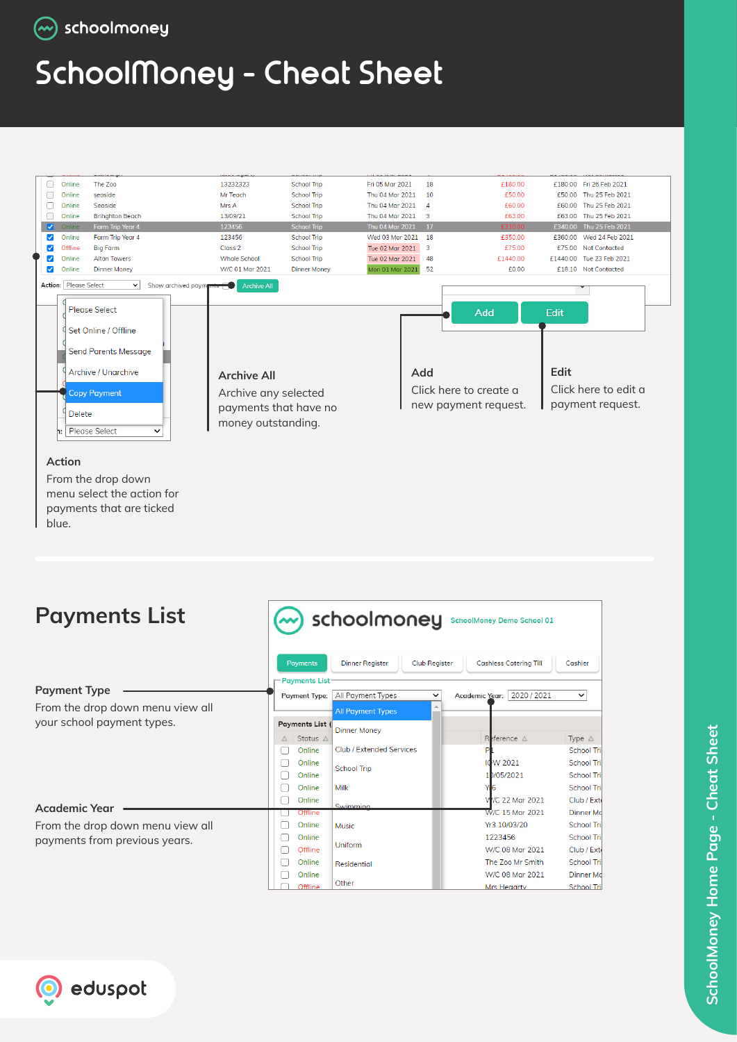# SchoolMoney - Cheat Sheet

### Archive All

Archive any selected payments that have no money outstanding.

### Add

Click here to create a new payment request.

### Edit

Click here to edit a payment request.

### Action

From the drop down menu select the action for payments that are ticked blue.

## Payments List

### Payment Type

From the drop down menu view all your school payment types.

### Academic Year

From the drop down menu view all payments from previous years.

SchoolMoney Home Page - Cheat Sheet